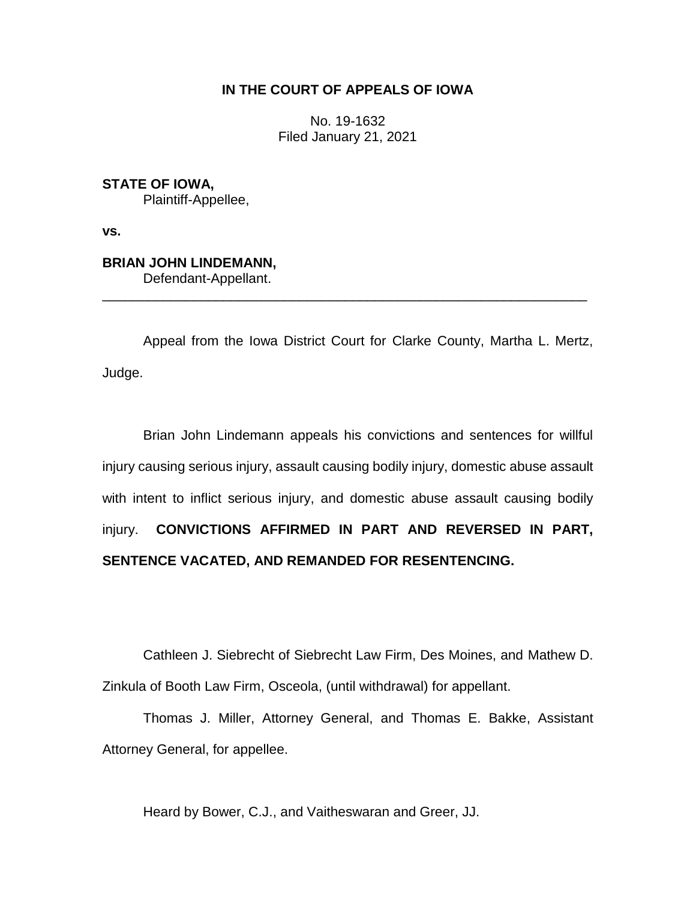**IN THE COURT OF APPEALS OF IOWA**

No. 19-1632
Filed January 21, 2021

**STATE OF IOWA,**
Plaintiff-Appellee,

**vs.**

**BRIAN JOHN LINDEMANN,**
Defendant-Appellant.

---

Appeal from the Iowa District Court for Clarke County, Martha L. Mertz, Judge.

Brian John Lindemann appeals his convictions and sentences for willful injury causing serious injury, assault causing bodily injury, domestic abuse assault with intent to inflict serious injury, and domestic abuse assault causing bodily injury. **CONVICTIONS AFFIRMED IN PART AND REVERSED IN PART, SENTENCE VACATED, AND REMANDED FOR RESENTENCING.**

Cathleen J. Siebrecht of Siebrecht Law Firm, Des Moines, and Mathew D. Zinkula of Booth Law Firm, Osceola, (until withdrawal) for appellant.

Thomas J. Miller, Attorney General, and Thomas E. Bakke, Assistant Attorney General, for appellee.

Heard by Bower, C.J., and Vaitheswaran and Greer, JJ.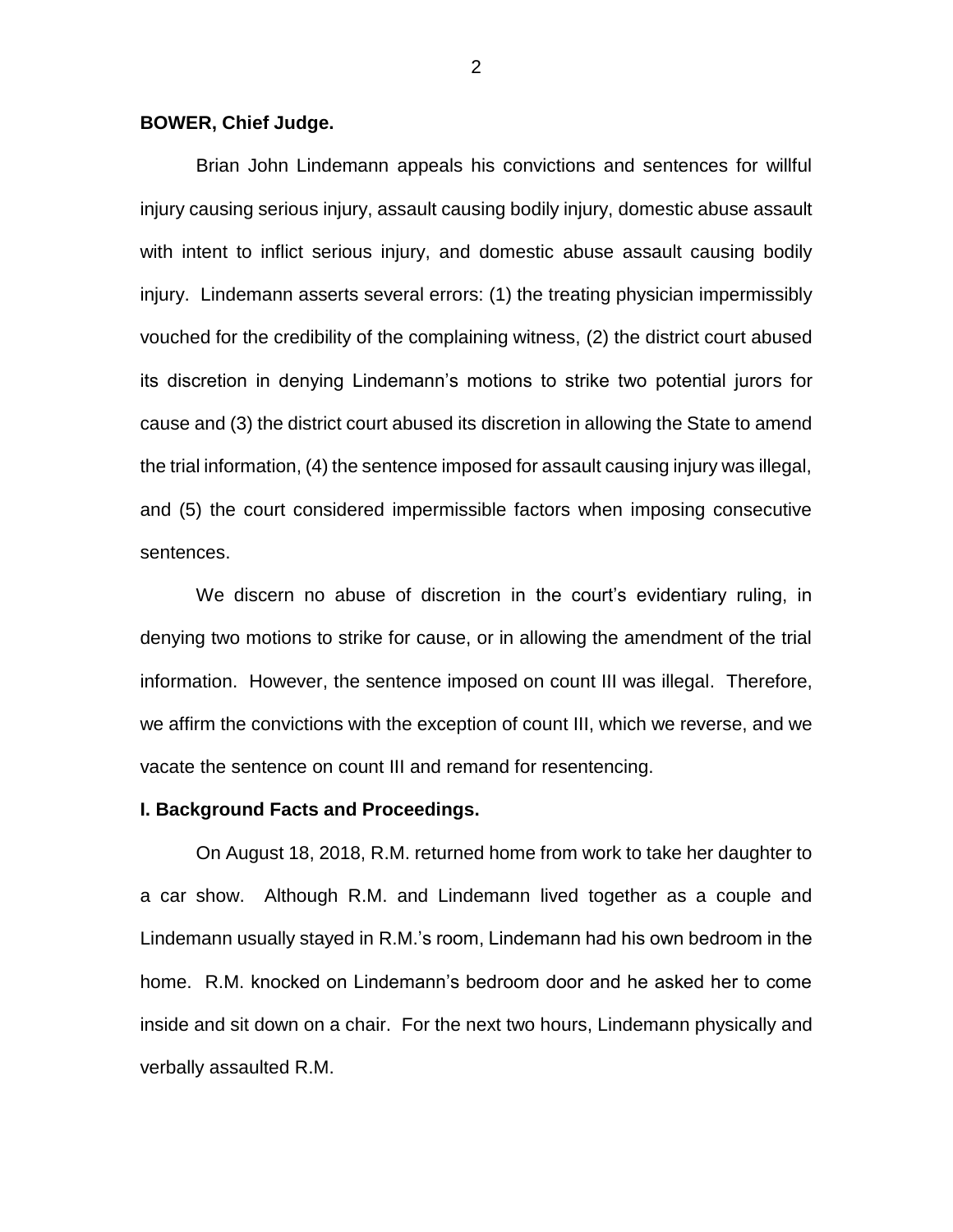**BOWER, Chief Judge.**

Brian John Lindemann appeals his convictions and sentences for willful injury causing serious injury, assault causing bodily injury, domestic abuse assault with intent to inflict serious injury, and domestic abuse assault causing bodily injury. Lindemann asserts several errors: (1) the treating physician impermissibly vouched for the credibility of the complaining witness, (2) the district court abused its discretion in denying Lindemann's motions to strike two potential jurors for cause and (3) the district court abused its discretion in allowing the State to amend the trial information, (4) the sentence imposed for assault causing injury was illegal, and (5) the court considered impermissible factors when imposing consecutive sentences.

We discern no abuse of discretion in the court's evidentiary ruling, in denying two motions to strike for cause, or in allowing the amendment of the trial information. However, the sentence imposed on count III was illegal. Therefore, we affirm the convictions with the exception of count III, which we reverse, and we vacate the sentence on count III and remand for resentencing.

**I. Background Facts and Proceedings.**

On August 18, 2018, R.M. returned home from work to take her daughter to a car show. Although R.M. and Lindemann lived together as a couple and Lindemann usually stayed in R.M.'s room, Lindemann had his own bedroom in the home. R.M. knocked on Lindemann's bedroom door and he asked her to come inside and sit down on a chair. For the next two hours, Lindemann physically and verbally assaulted R.M.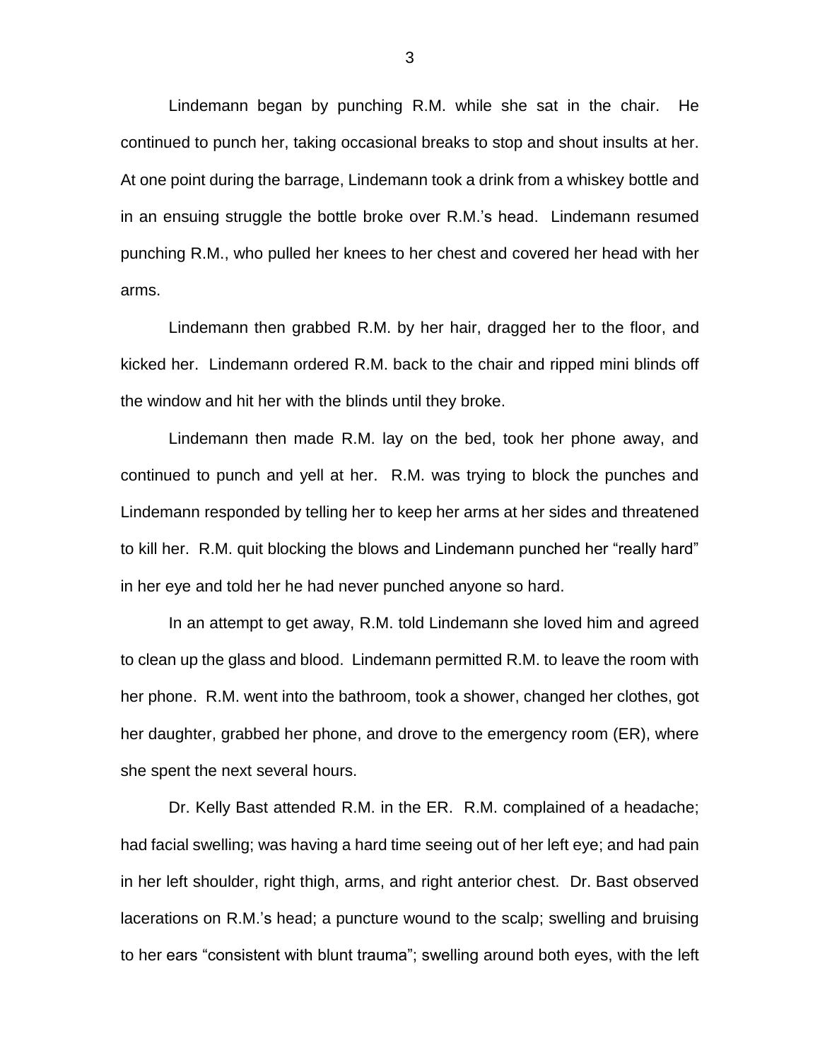Lindemann began by punching R.M. while she sat in the chair. He continued to punch her, taking occasional breaks to stop and shout insults at her. At one point during the barrage, Lindemann took a drink from a whiskey bottle and in an ensuing struggle the bottle broke over R.M.'s head. Lindemann resumed punching R.M., who pulled her knees to her chest and covered her head with her arms.

Lindemann then grabbed R.M. by her hair, dragged her to the floor, and kicked her. Lindemann ordered R.M. back to the chair and ripped mini blinds off the window and hit her with the blinds until they broke.

Lindemann then made R.M. lay on the bed, took her phone away, and continued to punch and yell at her. R.M. was trying to block the punches and Lindemann responded by telling her to keep her arms at her sides and threatened to kill her. R.M. quit blocking the blows and Lindemann punched her "really hard" in her eye and told her he had never punched anyone so hard.

In an attempt to get away, R.M. told Lindemann she loved him and agreed to clean up the glass and blood. Lindemann permitted R.M. to leave the room with her phone. R.M. went into the bathroom, took a shower, changed her clothes, got her daughter, grabbed her phone, and drove to the emergency room (ER), where she spent the next several hours.

Dr. Kelly Bast attended R.M. in the ER. R.M. complained of a headache; had facial swelling; was having a hard time seeing out of her left eye; and had pain in her left shoulder, right thigh, arms, and right anterior chest. Dr. Bast observed lacerations on R.M.'s head; a puncture wound to the scalp; swelling and bruising to her ears "consistent with blunt trauma"; swelling around both eyes, with the left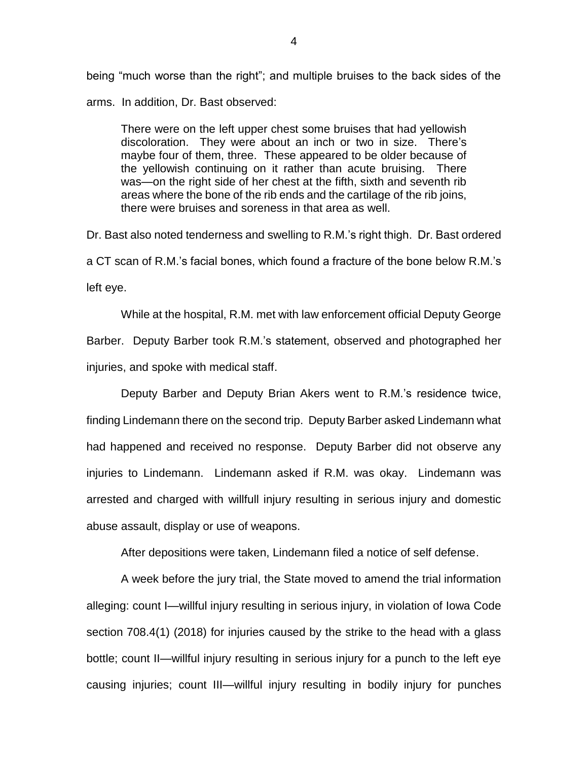being "much worse than the right"; and multiple bruises to the back sides of the arms. In addition, Dr. Bast observed:

> There were on the left upper chest some bruises that had yellowish discoloration. They were about an inch or two in size. There's maybe four of them, three. These appeared to be older because of the yellowish continuing on it rather than acute bruising. There was—on the right side of her chest at the fifth, sixth and seventh rib areas where the bone of the rib ends and the cartilage of the rib joins, there were bruises and soreness in that area as well.

Dr. Bast also noted tenderness and swelling to R.M.'s right thigh. Dr. Bast ordered a CT scan of R.M.'s facial bones, which found a fracture of the bone below R.M.'s left eye.

While at the hospital, R.M. met with law enforcement official Deputy George Barber. Deputy Barber took R.M.'s statement, observed and photographed her injuries, and spoke with medical staff.

Deputy Barber and Deputy Brian Akers went to R.M.'s residence twice, finding Lindemann there on the second trip. Deputy Barber asked Lindemann what had happened and received no response. Deputy Barber did not observe any injuries to Lindemann. Lindemann asked if R.M. was okay. Lindemann was arrested and charged with willfull injury resulting in serious injury and domestic abuse assault, display or use of weapons.

After depositions were taken, Lindemann filed a notice of self defense.

A week before the jury trial, the State moved to amend the trial information alleging: count I—willful injury resulting in serious injury, in violation of Iowa Code section 708.4(1) (2018) for injuries caused by the strike to the head with a glass bottle; count II—willful injury resulting in serious injury for a punch to the left eye causing injuries; count III—willful injury resulting in bodily injury for punches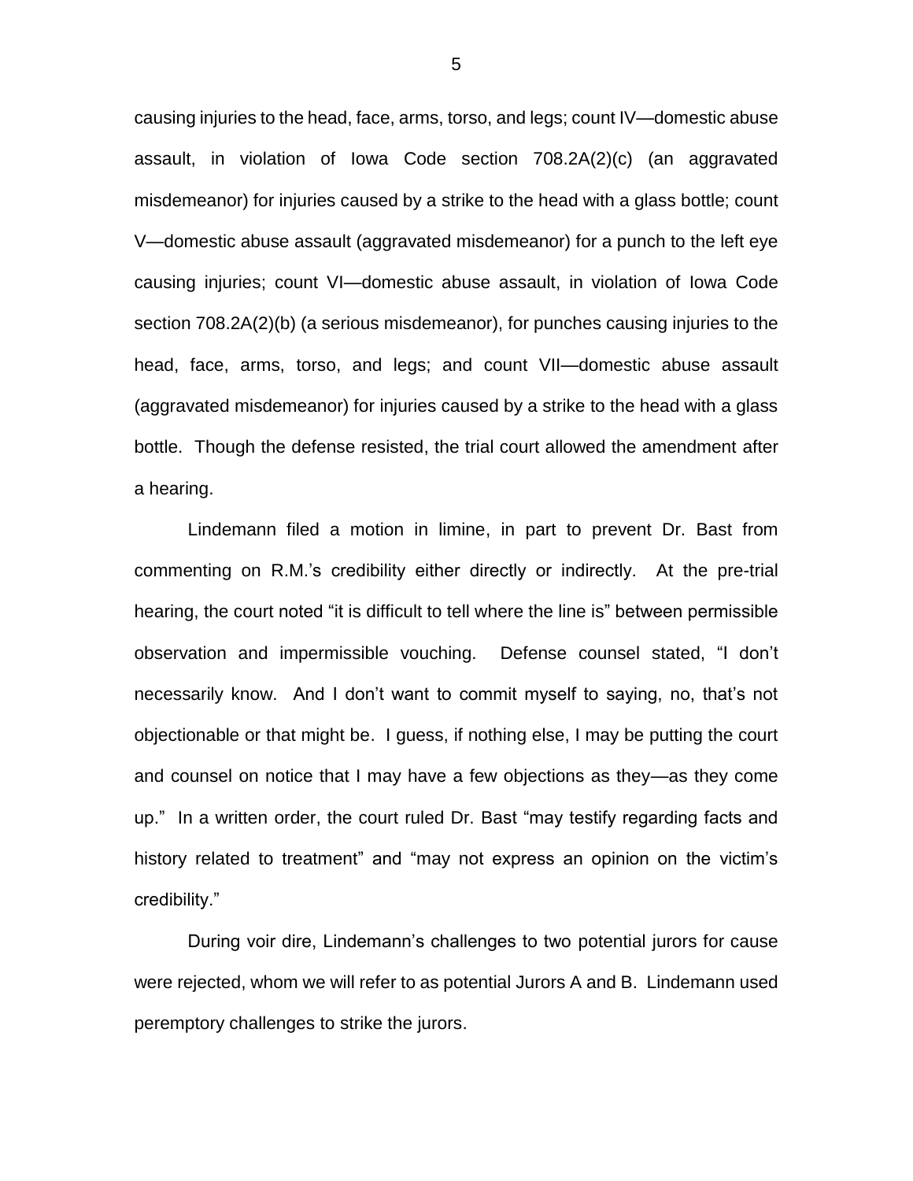causing injuries to the head, face, arms, torso, and legs; count IV—domestic abuse assault, in violation of Iowa Code section 708.2A(2)(c) (an aggravated misdemeanor) for injuries caused by a strike to the head with a glass bottle; count V—domestic abuse assault (aggravated misdemeanor) for a punch to the left eye causing injuries; count VI—domestic abuse assault, in violation of Iowa Code section 708.2A(2)(b) (a serious misdemeanor), for punches causing injuries to the head, face, arms, torso, and legs; and count VII—domestic abuse assault (aggravated misdemeanor) for injuries caused by a strike to the head with a glass bottle. Though the defense resisted, the trial court allowed the amendment after a hearing.

Lindemann filed a motion in limine, in part to prevent Dr. Bast from commenting on R.M.'s credibility either directly or indirectly. At the pre-trial hearing, the court noted "it is difficult to tell where the line is" between permissible observation and impermissible vouching. Defense counsel stated, "I don't necessarily know. And I don't want to commit myself to saying, no, that's not objectionable or that might be. I guess, if nothing else, I may be putting the court and counsel on notice that I may have a few objections as they—as they come up." In a written order, the court ruled Dr. Bast "may testify regarding facts and history related to treatment" and "may not express an opinion on the victim's credibility."

During voir dire, Lindemann's challenges to two potential jurors for cause were rejected, whom we will refer to as potential Jurors A and B. Lindemann used peremptory challenges to strike the jurors.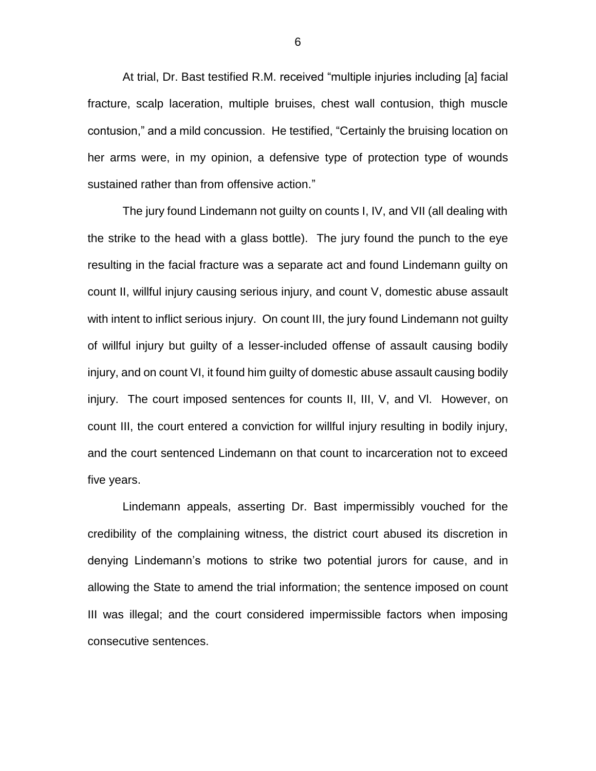At trial, Dr. Bast testified R.M. received "multiple injuries including [a] facial fracture, scalp laceration, multiple bruises, chest wall contusion, thigh muscle contusion," and a mild concussion. He testified, "Certainly the bruising location on her arms were, in my opinion, a defensive type of protection type of wounds sustained rather than from offensive action."

The jury found Lindemann not guilty on counts I, IV, and VII (all dealing with the strike to the head with a glass bottle). The jury found the punch to the eye resulting in the facial fracture was a separate act and found Lindemann guilty on count II, willful injury causing serious injury, and count V, domestic abuse assault with intent to inflict serious injury. On count III, the jury found Lindemann not guilty of willful injury but guilty of a lesser-included offense of assault causing bodily injury, and on count VI, it found him guilty of domestic abuse assault causing bodily injury. The court imposed sentences for counts II, III, V, and Vl. However, on count III, the court entered a conviction for willful injury resulting in bodily injury, and the court sentenced Lindemann on that count to incarceration not to exceed five years.

Lindemann appeals, asserting Dr. Bast impermissibly vouched for the credibility of the complaining witness, the district court abused its discretion in denying Lindemann's motions to strike two potential jurors for cause, and in allowing the State to amend the trial information; the sentence imposed on count III was illegal; and the court considered impermissible factors when imposing consecutive sentences.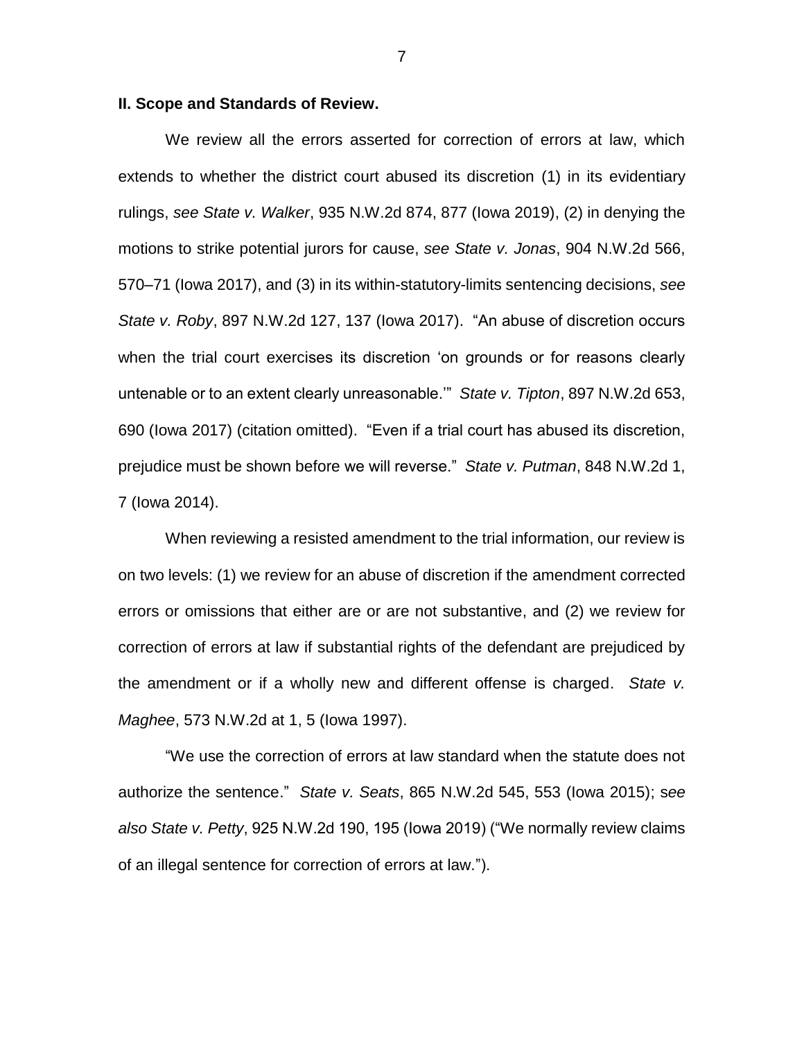**II. Scope and Standards of Review.**

We review all the errors asserted for correction of errors at law, which extends to whether the district court abused its discretion (1) in its evidentiary rulings, *see State v. Walker*, 935 N.W.2d 874, 877 (Iowa 2019), (2) in denying the motions to strike potential jurors for cause, *see State v. Jonas*, 904 N.W.2d 566, 570–71 (Iowa 2017), and (3) in its within-statutory-limits sentencing decisions, *see State v. Roby*, 897 N.W.2d 127, 137 (Iowa 2017). "An abuse of discretion occurs when the trial court exercises its discretion 'on grounds or for reasons clearly untenable or to an extent clearly unreasonable.'" *State v. Tipton*, 897 N.W.2d 653, 690 (Iowa 2017) (citation omitted). "Even if a trial court has abused its discretion, prejudice must be shown before we will reverse." *State v. Putman*, 848 N.W.2d 1, 7 (Iowa 2014).

When reviewing a resisted amendment to the trial information, our review is on two levels: (1) we review for an abuse of discretion if the amendment corrected errors or omissions that either are or are not substantive, and (2) we review for correction of errors at law if substantial rights of the defendant are prejudiced by the amendment or if a wholly new and different offense is charged. *State v. Maghee*, 573 N.W.2d at 1, 5 (Iowa 1997).

"We use the correction of errors at law standard when the statute does not authorize the sentence." *State v. Seats*, 865 N.W.2d 545, 553 (Iowa 2015); s*ee also State v. Petty*, 925 N.W.2d 190, 195 (Iowa 2019) ("We normally review claims of an illegal sentence for correction of errors at law.").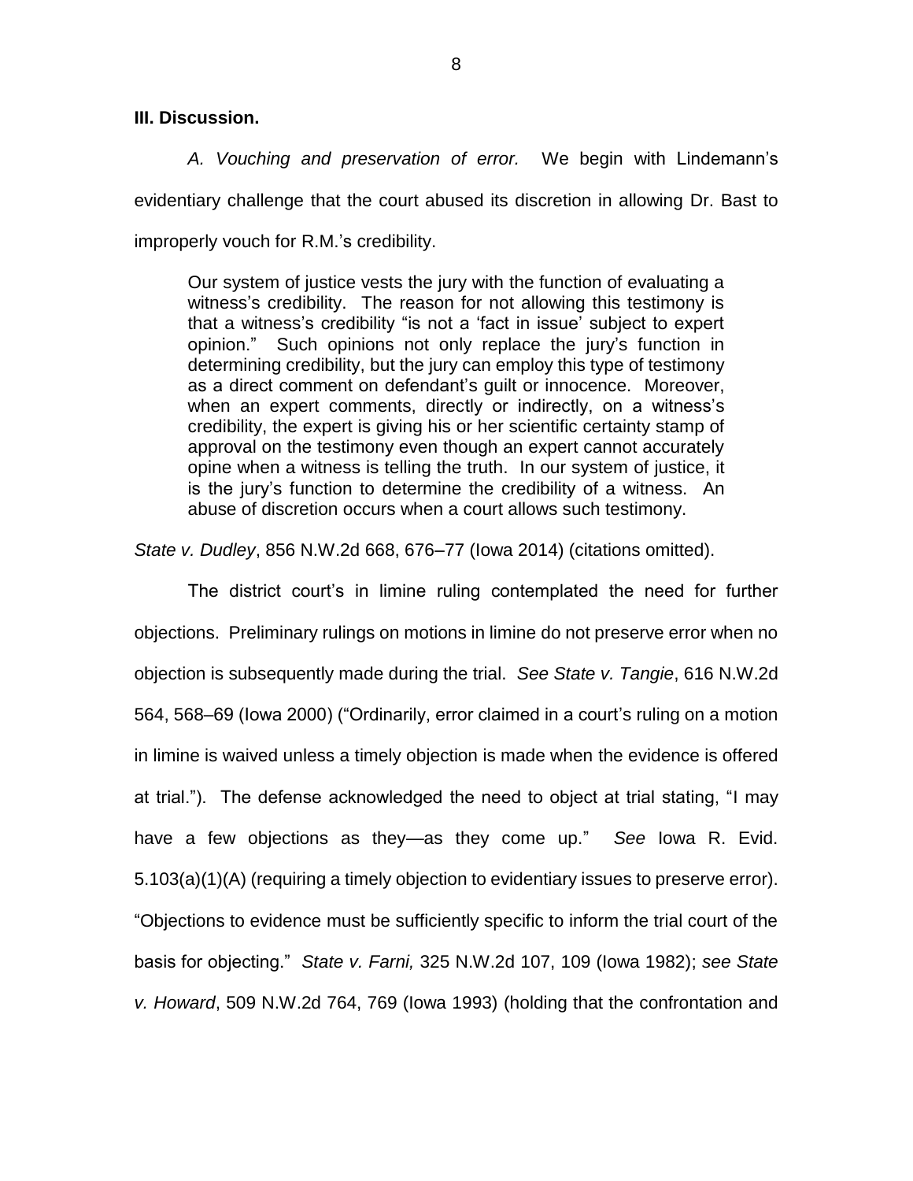**III. Discussion.**

*A. Vouching and preservation of error.* We begin with Lindemann's evidentiary challenge that the court abused its discretion in allowing Dr. Bast to improperly vouch for R.M.'s credibility.

> Our system of justice vests the jury with the function of evaluating a witness's credibility. The reason for not allowing this testimony is that a witness's credibility "is not a 'fact in issue' subject to expert opinion." Such opinions not only replace the jury's function in determining credibility, but the jury can employ this type of testimony as a direct comment on defendant's guilt or innocence. Moreover, when an expert comments, directly or indirectly, on a witness's credibility, the expert is giving his or her scientific certainty stamp of approval on the testimony even though an expert cannot accurately opine when a witness is telling the truth. In our system of justice, it is the jury's function to determine the credibility of a witness. An abuse of discretion occurs when a court allows such testimony.

*State v. Dudley*, 856 N.W.2d 668, 676–77 (Iowa 2014) (citations omitted).

The district court's in limine ruling contemplated the need for further objections. Preliminary rulings on motions in limine do not preserve error when no objection is subsequently made during the trial. *See State v. Tangie*, 616 N.W.2d 564, 568–69 (Iowa 2000) ("Ordinarily, error claimed in a court's ruling on a motion in limine is waived unless a timely objection is made when the evidence is offered at trial."). The defense acknowledged the need to object at trial stating, "I may have a few objections as they—as they come up." *See* Iowa R. Evid. 5.103(a)(1)(A) (requiring a timely objection to evidentiary issues to preserve error). "Objections to evidence must be sufficiently specific to inform the trial court of the basis for objecting." *State v. Farni,* 325 N.W.2d 107, 109 (Iowa 1982); *see State v. Howard*, 509 N.W.2d 764, 769 (Iowa 1993) (holding that the confrontation and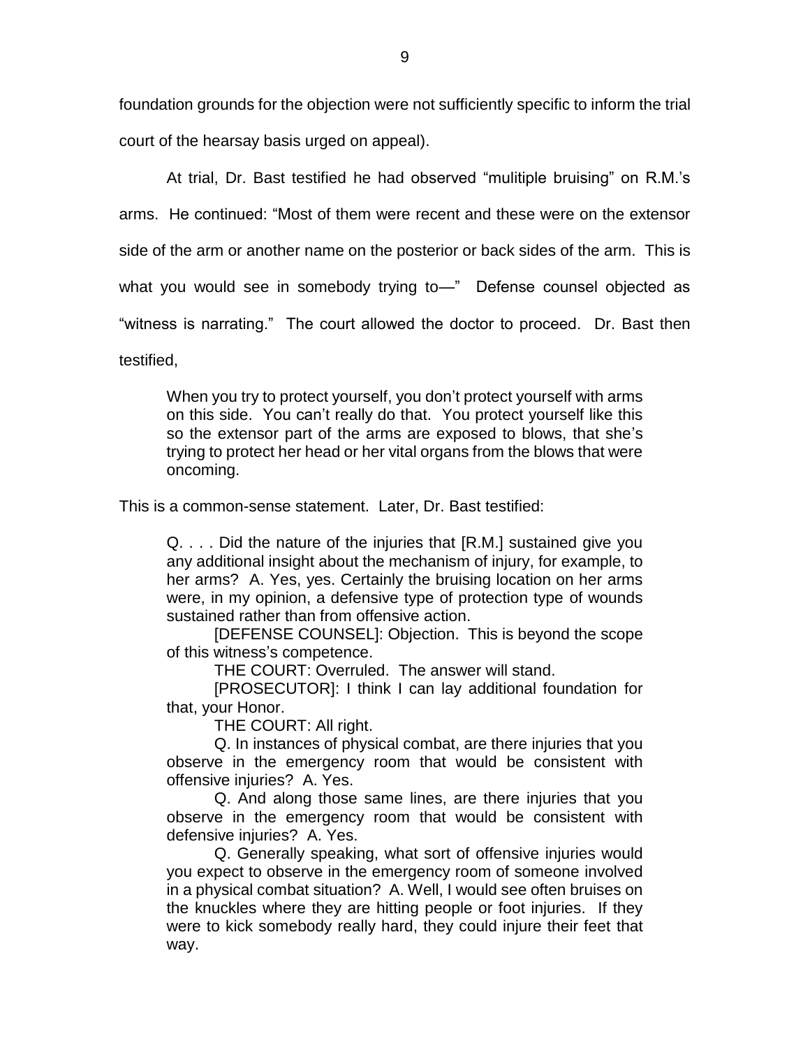foundation grounds for the objection were not sufficiently specific to inform the trial court of the hearsay basis urged on appeal).

At trial, Dr. Bast testified he had observed "mulitiple bruising" on R.M.'s arms. He continued: "Most of them were recent and these were on the extensor side of the arm or another name on the posterior or back sides of the arm. This is what you would see in somebody trying to—" Defense counsel objected as "witness is narrating." The court allowed the doctor to proceed. Dr. Bast then testified,

> When you try to protect yourself, you don't protect yourself with arms on this side. You can't really do that. You protect yourself like this so the extensor part of the arms are exposed to blows, that she's trying to protect her head or her vital organs from the blows that were oncoming.

This is a common-sense statement. Later, Dr. Bast testified:

> Q. . . . Did the nature of the injuries that [R.M.] sustained give you any additional insight about the mechanism of injury, for example, to her arms? A. Yes, yes. Certainly the bruising location on her arms were, in my opinion, a defensive type of protection type of wounds sustained rather than from offensive action.
>
> [DEFENSE COUNSEL]: Objection. This is beyond the scope of this witness's competence.
>
> THE COURT: Overruled. The answer will stand.
>
> [PROSECUTOR]: I think I can lay additional foundation for that, your Honor.
>
> THE COURT: All right.
>
> Q. In instances of physical combat, are there injuries that you observe in the emergency room that would be consistent with offensive injuries? A. Yes.
>
> Q. And along those same lines, are there injuries that you observe in the emergency room that would be consistent with defensive injuries? A. Yes.
>
> Q. Generally speaking, what sort of offensive injuries would you expect to observe in the emergency room of someone involved in a physical combat situation? A. Well, I would see often bruises on the knuckles where they are hitting people or foot injuries. If they were to kick somebody really hard, they could injure their feet that way.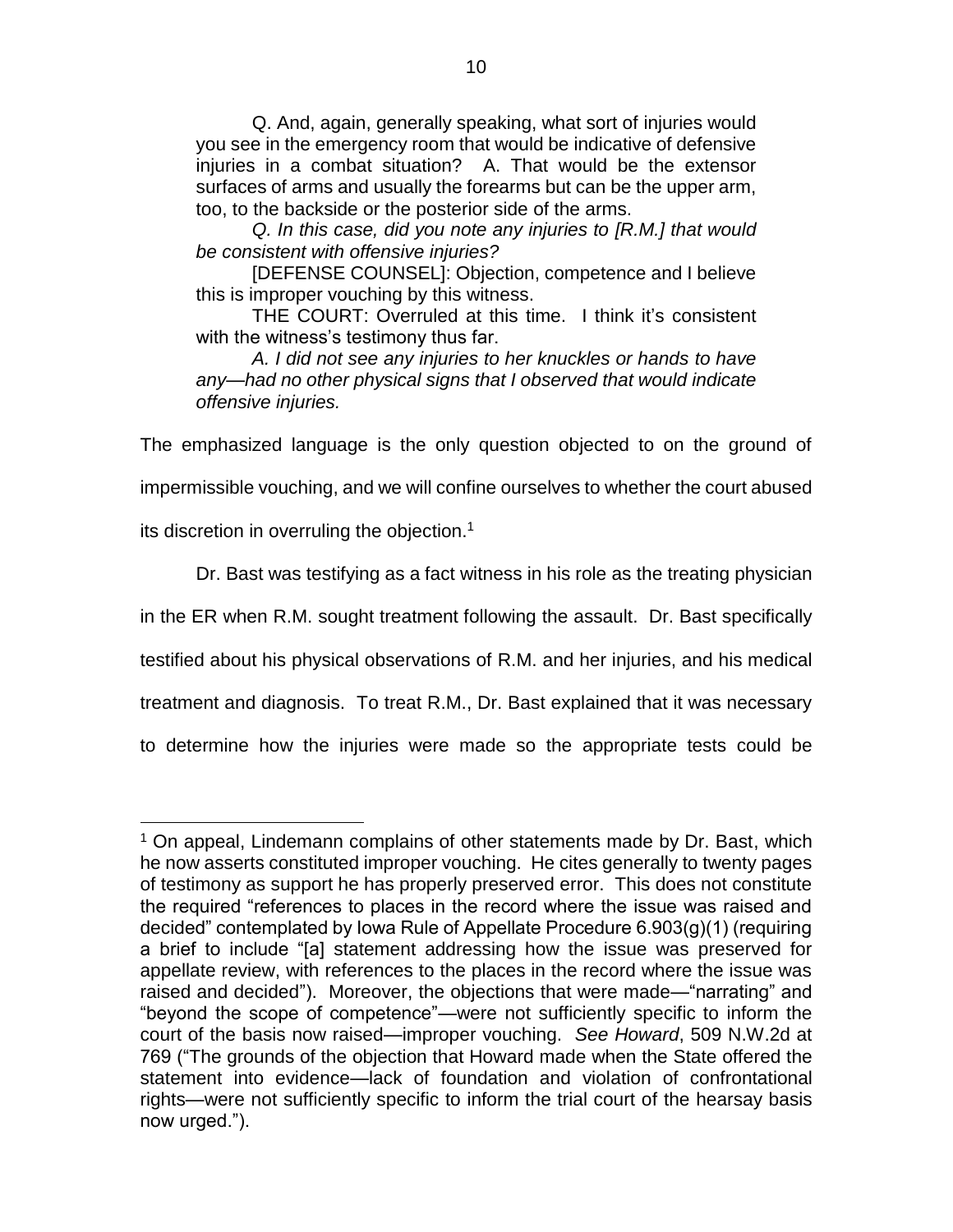Q. And, again, generally speaking, what sort of injuries would you see in the emergency room that would be indicative of defensive injuries in a combat situation? A. That would be the extensor surfaces of arms and usually the forearms but can be the upper arm, too, to the backside or the posterior side of the arms.

*Q. In this case, did you note any injuries to [R.M.] that would be consistent with offensive injuries?*

[DEFENSE COUNSEL]: Objection, competence and I believe this is improper vouching by this witness.

THE COURT: Overruled at this time. I think it's consistent with the witness's testimony thus far.

*A. I did not see any injuries to her knuckles or hands to have any—had no other physical signs that I observed that would indicate offensive injuries.*

The emphasized language is the only question objected to on the ground of impermissible vouching, and we will confine ourselves to whether the court abused its discretion in overruling the objection.[1]

Dr. Bast was testifying as a fact witness in his role as the treating physician in the ER when R.M. sought treatment following the assault. Dr. Bast specifically testified about his physical observations of R.M. and her injuries, and his medical treatment and diagnosis. To treat R.M., Dr. Bast explained that it was necessary to determine how the injuries were made so the appropriate tests could be

---

[1] On appeal, Lindemann complains of other statements made by Dr. Bast, which he now asserts constituted improper vouching. He cites generally to twenty pages of testimony as support he has properly preserved error. This does not constitute the required "references to places in the record where the issue was raised and decided" contemplated by Iowa Rule of Appellate Procedure 6.903(g)(1) (requiring a brief to include "[a] statement addressing how the issue was preserved for appellate review, with references to the places in the record where the issue was raised and decided"). Moreover, the objections that were made—"narrating" and "beyond the scope of competence"—were not sufficiently specific to inform the court of the basis now raised—improper vouching. *See Howard*, 509 N.W.2d at 769 ("The grounds of the objection that Howard made when the State offered the statement into evidence—lack of foundation and violation of confrontational rights—were not sufficiently specific to inform the trial court of the hearsay basis now urged.").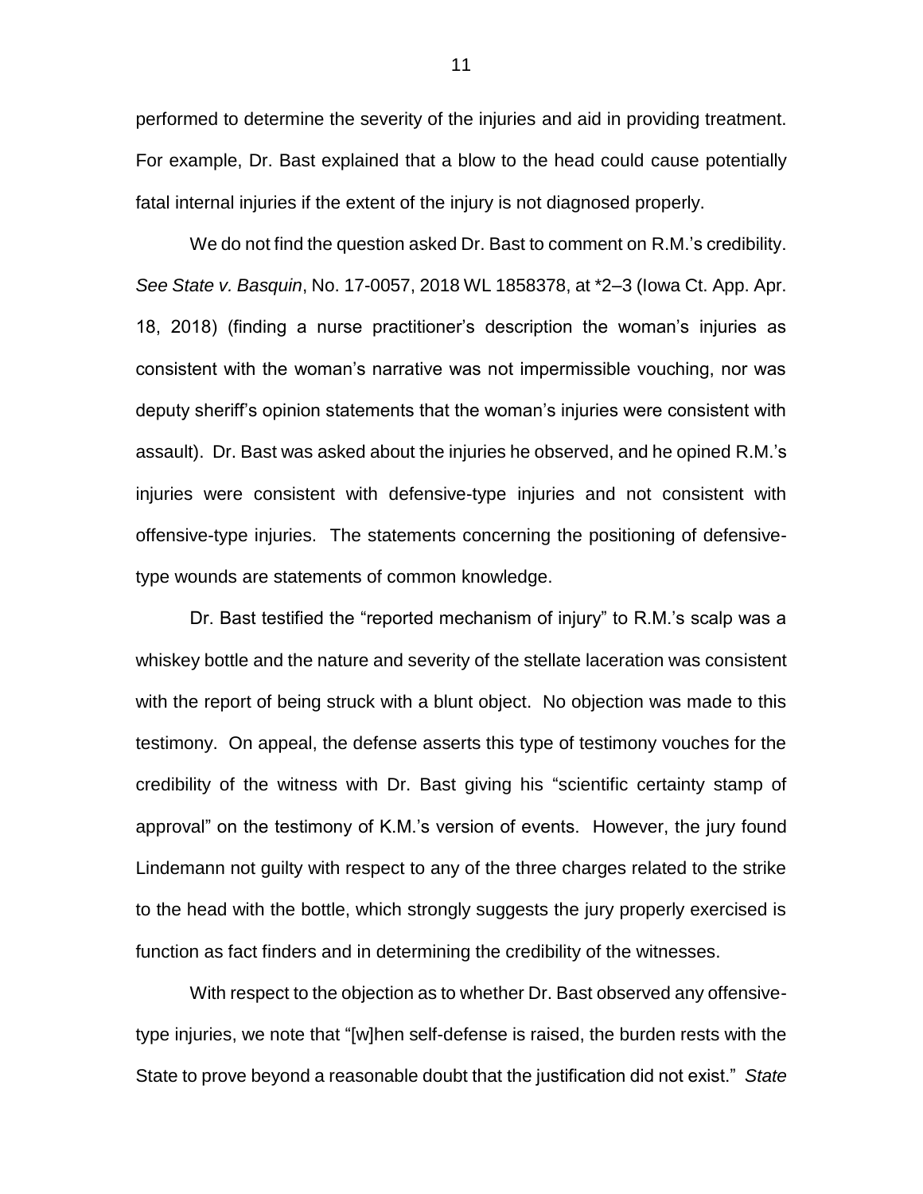performed to determine the severity of the injuries and aid in providing treatment. For example, Dr. Bast explained that a blow to the head could cause potentially fatal internal injuries if the extent of the injury is not diagnosed properly.

We do not find the question asked Dr. Bast to comment on R.M.'s credibility. *See State v. Basquin*, No. 17-0057, 2018 WL 1858378, at *2–3 (Iowa Ct. App. Apr. 18, 2018) (finding a nurse practitioner's description the woman's injuries as consistent with the woman's narrative was not impermissible vouching, nor was deputy sheriff's opinion statements that the woman's injuries were consistent with assault). Dr. Bast was asked about the injuries he observed, and he opined R.M.'s injuries were consistent with defensive-type injuries and not consistent with offensive-type injuries. The statements concerning the positioning of defensive-type wounds are statements of common knowledge.

Dr. Bast testified the "reported mechanism of injury" to R.M.'s scalp was a whiskey bottle and the nature and severity of the stellate laceration was consistent with the report of being struck with a blunt object. No objection was made to this testimony. On appeal, the defense asserts this type of testimony vouches for the credibility of the witness with Dr. Bast giving his "scientific certainty stamp of approval" on the testimony of K.M.'s version of events. However, the jury found Lindemann not guilty with respect to any of the three charges related to the strike to the head with the bottle, which strongly suggests the jury properly exercised is function as fact finders and in determining the credibility of the witnesses.

With respect to the objection as to whether Dr. Bast observed any offensive-type injuries, we note that "[w]hen self-defense is raised, the burden rests with the State to prove beyond a reasonable doubt that the justification did not exist." *State*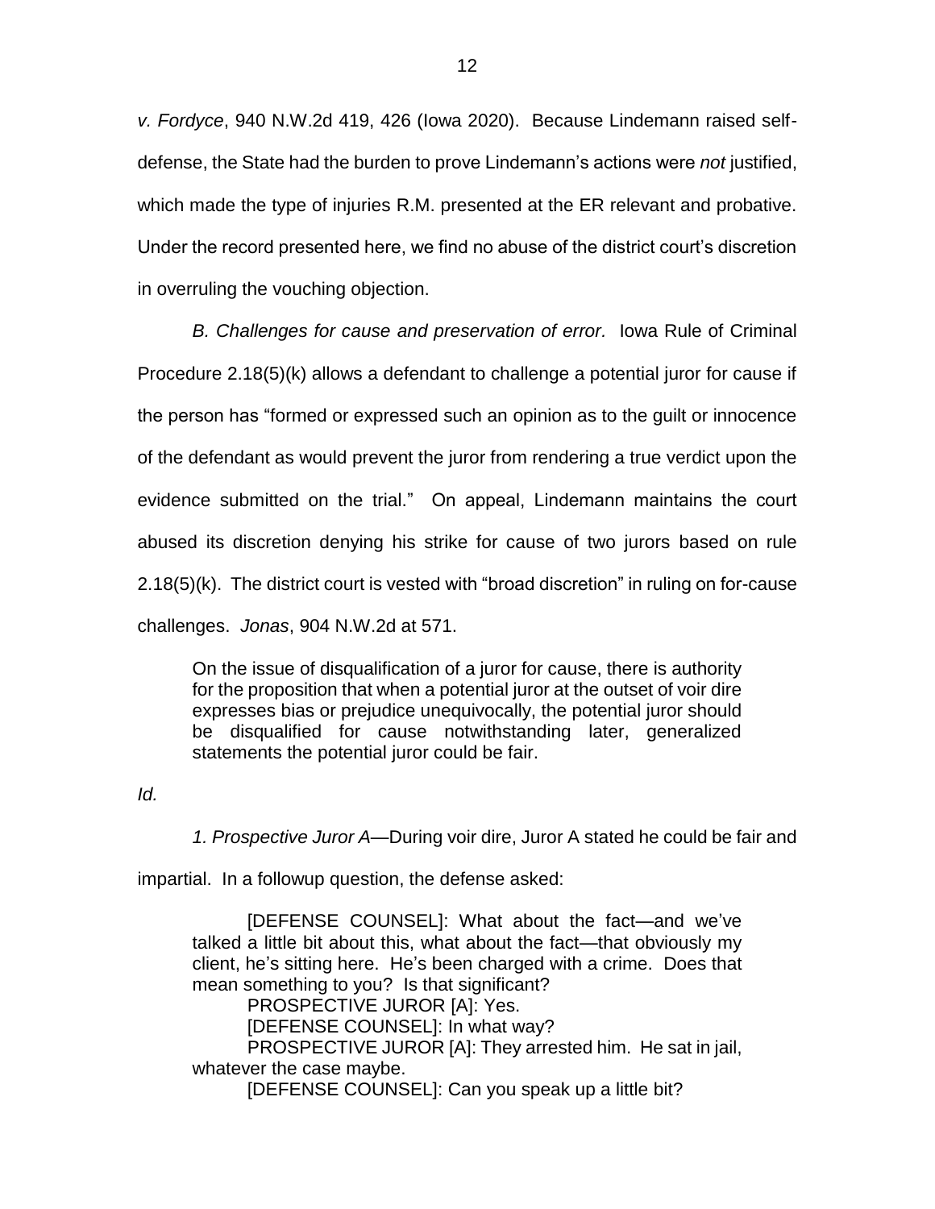*v. Fordyce*, 940 N.W.2d 419, 426 (Iowa 2020). Because Lindemann raised self-defense, the State had the burden to prove Lindemann's actions were *not* justified, which made the type of injuries R.M. presented at the ER relevant and probative. Under the record presented here, we find no abuse of the district court's discretion in overruling the vouching objection.

*B. Challenges for cause and preservation of error.* Iowa Rule of Criminal Procedure 2.18(5)(k) allows a defendant to challenge a potential juror for cause if the person has "formed or expressed such an opinion as to the guilt or innocence of the defendant as would prevent the juror from rendering a true verdict upon the evidence submitted on the trial." On appeal, Lindemann maintains the court abused its discretion denying his strike for cause of two jurors based on rule 2.18(5)(k). The district court is vested with "broad discretion" in ruling on for-cause challenges. *Jonas*, 904 N.W.2d at 571.

> On the issue of disqualification of a juror for cause, there is authority for the proposition that when a potential juror at the outset of voir dire expresses bias or prejudice unequivocally, the potential juror should be disqualified for cause notwithstanding later, generalized statements the potential juror could be fair.

*Id.*

*1. Prospective Juror A*—During voir dire, Juror A stated he could be fair and impartial. In a followup question, the defense asked:

> [DEFENSE COUNSEL]: What about the fact—and we've talked a little bit about this, what about the fact—that obviously my client, he's sitting here. He's been charged with a crime. Does that mean something to you? Is that significant?
>
> PROSPECTIVE JUROR [A]: Yes.
>
> [DEFENSE COUNSEL]: In what way?
>
> PROSPECTIVE JUROR [A]: They arrested him. He sat in jail, whatever the case maybe.
>
> [DEFENSE COUNSEL]: Can you speak up a little bit?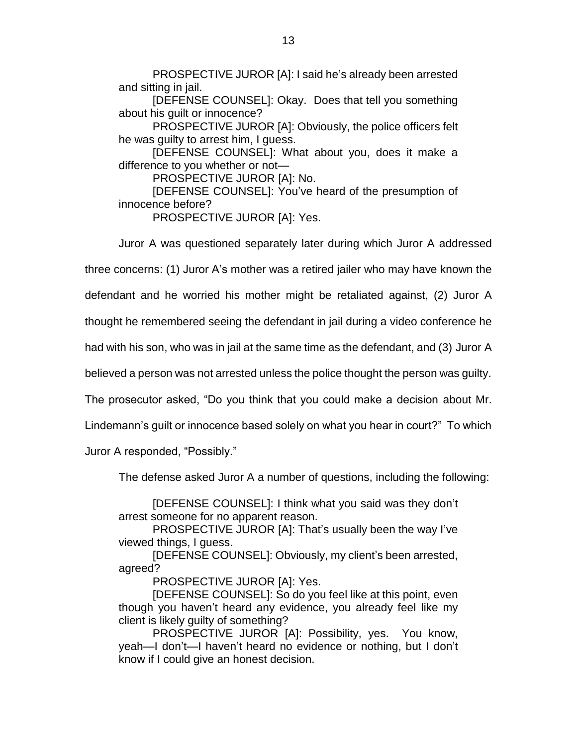PROSPECTIVE JUROR [A]: I said he's already been arrested and sitting in jail.

[DEFENSE COUNSEL]: Okay. Does that tell you something about his guilt or innocence?

PROSPECTIVE JUROR [A]: Obviously, the police officers felt he was guilty to arrest him, I guess.

[DEFENSE COUNSEL]: What about you, does it make a difference to you whether or not—

PROSPECTIVE JUROR [A]: No.

[DEFENSE COUNSEL]: You've heard of the presumption of innocence before?

PROSPECTIVE JUROR [A]: Yes.

Juror A was questioned separately later during which Juror A addressed three concerns: (1) Juror A's mother was a retired jailer who may have known the defendant and he worried his mother might be retaliated against, (2) Juror A thought he remembered seeing the defendant in jail during a video conference he had with his son, who was in jail at the same time as the defendant, and (3) Juror A believed a person was not arrested unless the police thought the person was guilty. The prosecutor asked, "Do you think that you could make a decision about Mr. Lindemann's guilt or innocence based solely on what you hear in court?" To which Juror A responded, "Possibly."

The defense asked Juror A a number of questions, including the following:

[DEFENSE COUNSEL]: I think what you said was they don't arrest someone for no apparent reason.

PROSPECTIVE JUROR [A]: That's usually been the way I've viewed things, I guess.

[DEFENSE COUNSEL]: Obviously, my client's been arrested, agreed?

PROSPECTIVE JUROR [A]: Yes.

[DEFENSE COUNSEL]: So do you feel like at this point, even though you haven't heard any evidence, you already feel like my client is likely guilty of something?

PROSPECTIVE JUROR [A]: Possibility, yes. You know, yeah—I don't—I haven't heard no evidence or nothing, but I don't know if I could give an honest decision.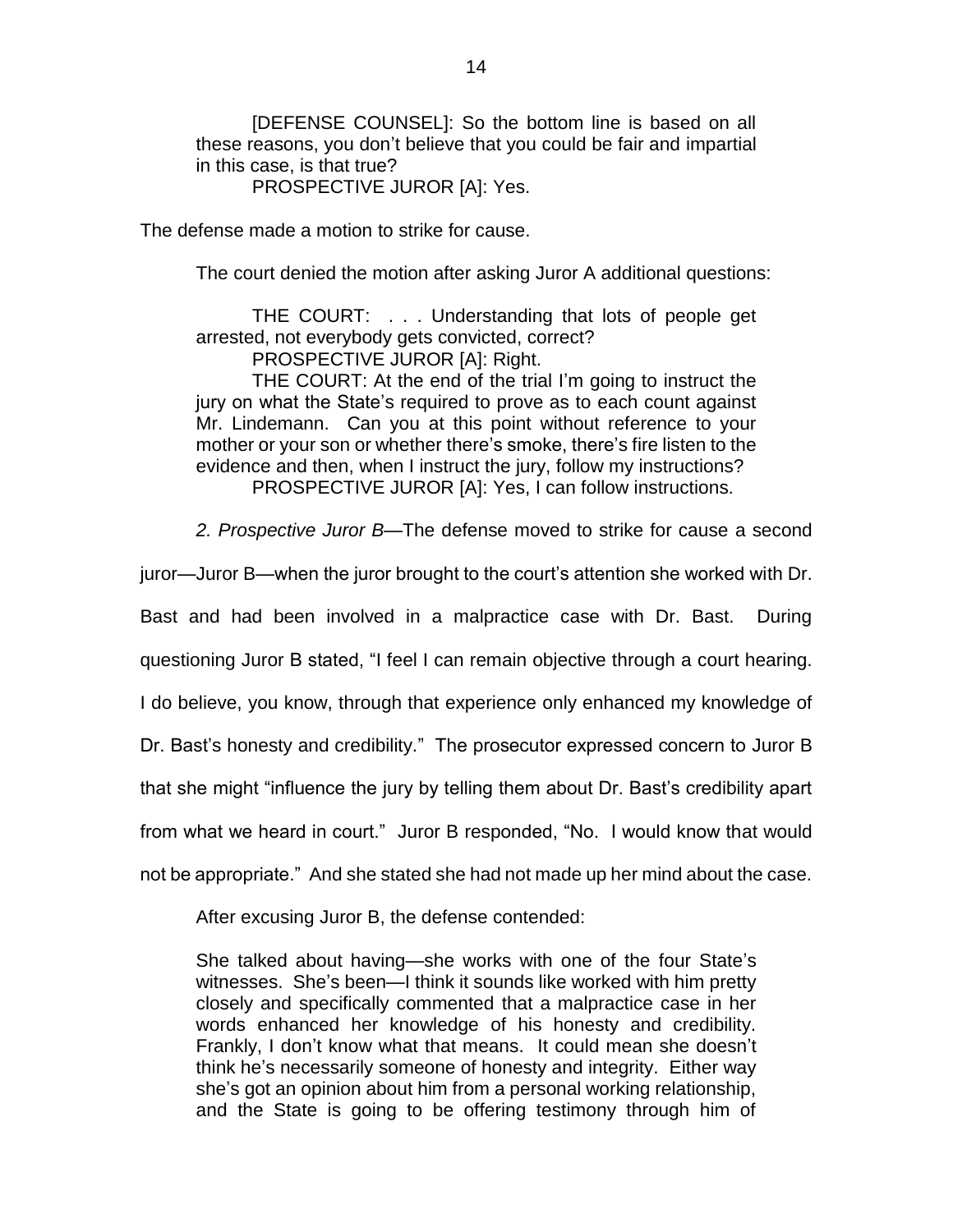> [DEFENSE COUNSEL]: So the bottom line is based on all these reasons, you don't believe that you could be fair and impartial in this case, is that true?
>
> PROSPECTIVE JUROR [A]: Yes.

The defense made a motion to strike for cause.

The court denied the motion after asking Juror A additional questions:

> THE COURT: . . . Understanding that lots of people get arrested, not everybody gets convicted, correct?
>
> PROSPECTIVE JUROR [A]: Right.
>
> THE COURT: At the end of the trial I'm going to instruct the jury on what the State's required to prove as to each count against Mr. Lindemann. Can you at this point without reference to your mother or your son or whether there's smoke, there's fire listen to the evidence and then, when I instruct the jury, follow my instructions?
>
> PROSPECTIVE JUROR [A]: Yes, I can follow instructions.

*2. Prospective Juror B*—The defense moved to strike for cause a second juror—Juror B—when the juror brought to the court's attention she worked with Dr. Bast and had been involved in a malpractice case with Dr. Bast. During questioning Juror B stated, "I feel I can remain objective through a court hearing. I do believe, you know, through that experience only enhanced my knowledge of Dr. Bast's honesty and credibility." The prosecutor expressed concern to Juror B that she might "influence the jury by telling them about Dr. Bast's credibility apart from what we heard in court." Juror B responded, "No. I would know that would not be appropriate." And she stated she had not made up her mind about the case.

After excusing Juror B, the defense contended:

> She talked about having—she works with one of the four State's witnesses. She's been—I think it sounds like worked with him pretty closely and specifically commented that a malpractice case in her words enhanced her knowledge of his honesty and credibility. Frankly, I don't know what that means. It could mean she doesn't think he's necessarily someone of honesty and integrity. Either way she's got an opinion about him from a personal working relationship, and the State is going to be offering testimony through him of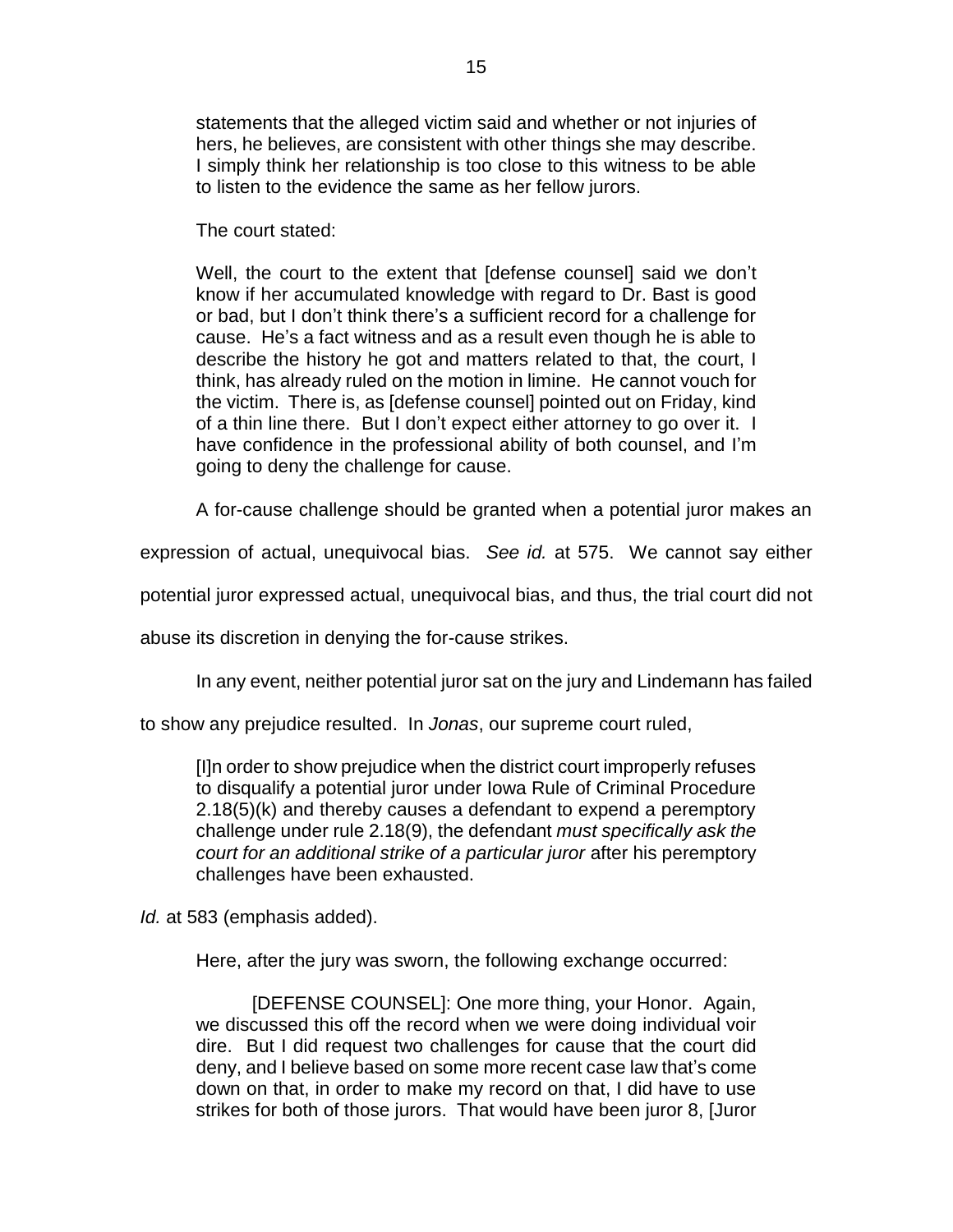> statements that the alleged victim said and whether or not injuries of hers, he believes, are consistent with other things she may describe. I simply think her relationship is too close to this witness to be able to listen to the evidence the same as her fellow jurors.

The court stated:

> Well, the court to the extent that [defense counsel] said we don't know if her accumulated knowledge with regard to Dr. Bast is good or bad, but I don't think there's a sufficient record for a challenge for cause. He's a fact witness and as a result even though he is able to describe the history he got and matters related to that, the court, I think, has already ruled on the motion in limine. He cannot vouch for the victim. There is, as [defense counsel] pointed out on Friday, kind of a thin line there. But I don't expect either attorney to go over it. I have confidence in the professional ability of both counsel, and I'm going to deny the challenge for cause.

A for-cause challenge should be granted when a potential juror makes an expression of actual, unequivocal bias. *See id.* at 575. We cannot say either potential juror expressed actual, unequivocal bias, and thus, the trial court did not abuse its discretion in denying the for-cause strikes.

In any event, neither potential juror sat on the jury and Lindemann has failed to show any prejudice resulted. In *Jonas*, our supreme court ruled,

> [I]n order to show prejudice when the district court improperly refuses to disqualify a potential juror under Iowa Rule of Criminal Procedure 2.18(5)(k) and thereby causes a defendant to expend a peremptory challenge under rule 2.18(9), the defendant *must specifically ask the court for an additional strike of a particular juror* after his peremptory challenges have been exhausted.

*Id.* at 583 (emphasis added).

Here, after the jury was sworn, the following exchange occurred:

> [DEFENSE COUNSEL]: One more thing, your Honor. Again, we discussed this off the record when we were doing individual voir dire. But I did request two challenges for cause that the court did deny, and I believe based on some more recent case law that's come down on that, in order to make my record on that, I did have to use strikes for both of those jurors. That would have been juror 8, [Juror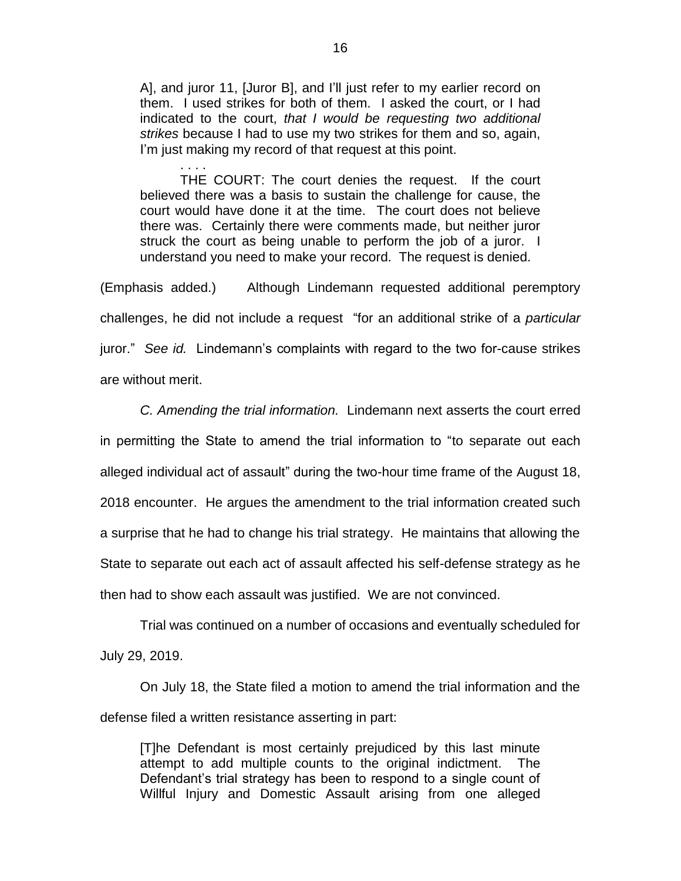> A], and juror 11, [Juror B], and I'll just refer to my earlier record on them. I used strikes for both of them. I asked the court, or I had indicated to the court, *that I would be requesting two additional strikes* because I had to use my two strikes for them and so, again, I'm just making my record of that request at this point.
>
> . . . .
>
> THE COURT: The court denies the request. If the court believed there was a basis to sustain the challenge for cause, the court would have done it at the time. The court does not believe there was. Certainly there were comments made, but neither juror struck the court as being unable to perform the job of a juror. I understand you need to make your record. The request is denied.

(Emphasis added.) Although Lindemann requested additional peremptory challenges, he did not include a request "for an additional strike of a *particular* juror." *See id.* Lindemann's complaints with regard to the two for-cause strikes are without merit.

*C. Amending the trial information.* Lindemann next asserts the court erred in permitting the State to amend the trial information to "to separate out each alleged individual act of assault" during the two-hour time frame of the August 18, 2018 encounter. He argues the amendment to the trial information created such a surprise that he had to change his trial strategy. He maintains that allowing the State to separate out each act of assault affected his self-defense strategy as he then had to show each assault was justified. We are not convinced.

Trial was continued on a number of occasions and eventually scheduled for July 29, 2019.

On July 18, the State filed a motion to amend the trial information and the defense filed a written resistance asserting in part:

> [T]he Defendant is most certainly prejudiced by this last minute attempt to add multiple counts to the original indictment. The Defendant's trial strategy has been to respond to a single count of Willful Injury and Domestic Assault arising from one alleged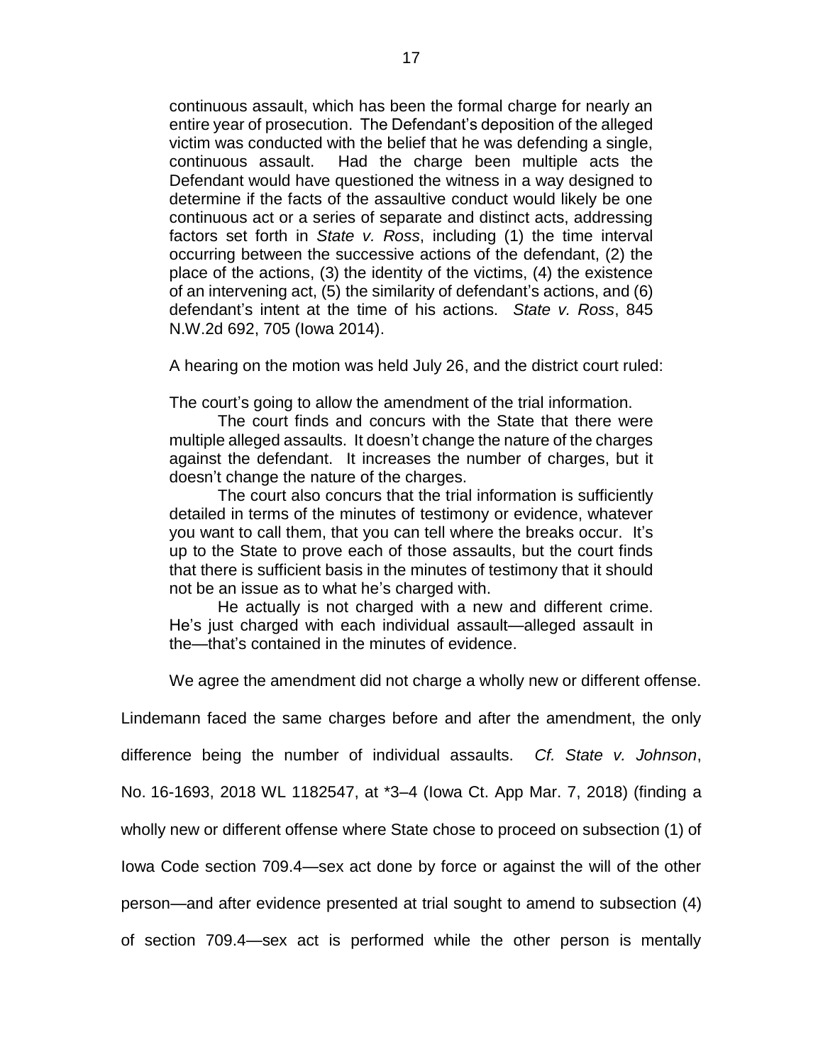> continuous assault, which has been the formal charge for nearly an entire year of prosecution. The Defendant's deposition of the alleged victim was conducted with the belief that he was defending a single, continuous assault. Had the charge been multiple acts the Defendant would have questioned the witness in a way designed to determine if the facts of the assaultive conduct would likely be one continuous act or a series of separate and distinct acts, addressing factors set forth in *State v. Ross*, including (1) the time interval occurring between the successive actions of the defendant, (2) the place of the actions, (3) the identity of the victims, (4) the existence of an intervening act, (5) the similarity of defendant's actions, and (6) defendant's intent at the time of his actions. *State v. Ross*, 845 N.W.2d 692, 705 (Iowa 2014).

A hearing on the motion was held July 26, and the district court ruled:

> The court's going to allow the amendment of the trial information.
>
> The court finds and concurs with the State that there were multiple alleged assaults. It doesn't change the nature of the charges against the defendant. It increases the number of charges, but it doesn't change the nature of the charges.
>
> The court also concurs that the trial information is sufficiently detailed in terms of the minutes of testimony or evidence, whatever you want to call them, that you can tell where the breaks occur. It's up to the State to prove each of those assaults, but the court finds that there is sufficient basis in the minutes of testimony that it should not be an issue as to what he's charged with.
>
> He actually is not charged with a new and different crime. He's just charged with each individual assault—alleged assault in the—that's contained in the minutes of evidence.

We agree the amendment did not charge a wholly new or different offense. Lindemann faced the same charges before and after the amendment, the only difference being the number of individual assaults. *Cf. State v. Johnson*, No. 16-1693, 2018 WL 1182547, at *3–4 (Iowa Ct. App Mar. 7, 2018) (finding a wholly new or different offense where State chose to proceed on subsection (1) of Iowa Code section 709.4—sex act done by force or against the will of the other person—and after evidence presented at trial sought to amend to subsection (4) of section 709.4—sex act is performed while the other person is mentally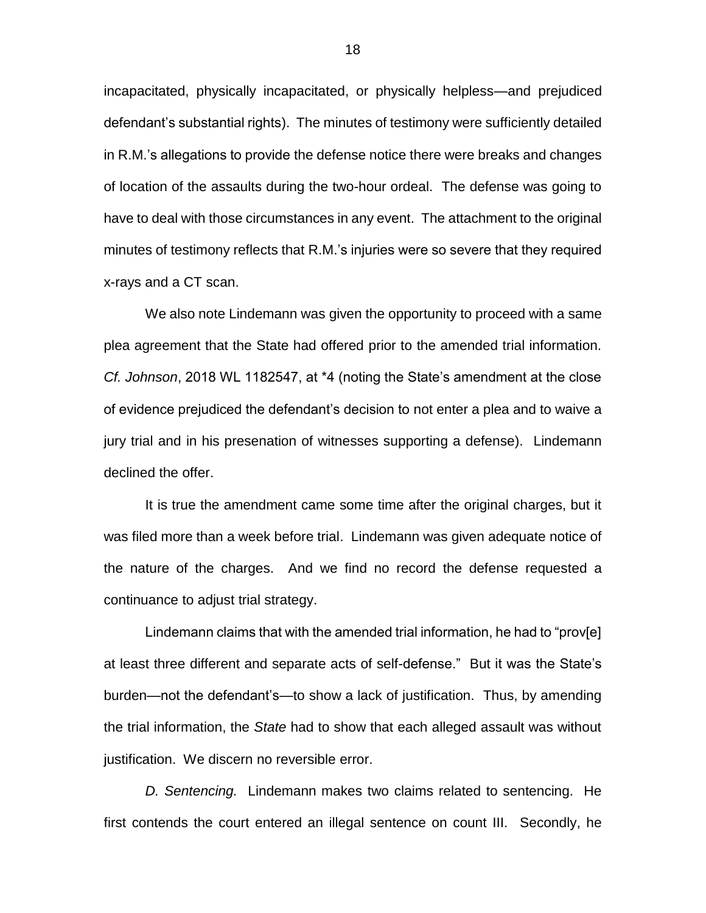incapacitated, physically incapacitated, or physically helpless—and prejudiced defendant's substantial rights). The minutes of testimony were sufficiently detailed in R.M.'s allegations to provide the defense notice there were breaks and changes of location of the assaults during the two-hour ordeal. The defense was going to have to deal with those circumstances in any event. The attachment to the original minutes of testimony reflects that R.M.'s injuries were so severe that they required x-rays and a CT scan.

We also note Lindemann was given the opportunity to proceed with a same plea agreement that the State had offered prior to the amended trial information. *Cf. Johnson*, 2018 WL 1182547, at *4 (noting the State's amendment at the close of evidence prejudiced the defendant's decision to not enter a plea and to waive a jury trial and in his presenation of witnesses supporting a defense). Lindemann declined the offer.

It is true the amendment came some time after the original charges, but it was filed more than a week before trial. Lindemann was given adequate notice of the nature of the charges. And we find no record the defense requested a continuance to adjust trial strategy.

Lindemann claims that with the amended trial information, he had to "prov[e] at least three different and separate acts of self-defense." But it was the State's burden—not the defendant's—to show a lack of justification. Thus, by amending the trial information, the *State* had to show that each alleged assault was without justification. We discern no reversible error.

*D. Sentencing.* Lindemann makes two claims related to sentencing. He first contends the court entered an illegal sentence on count III. Secondly, he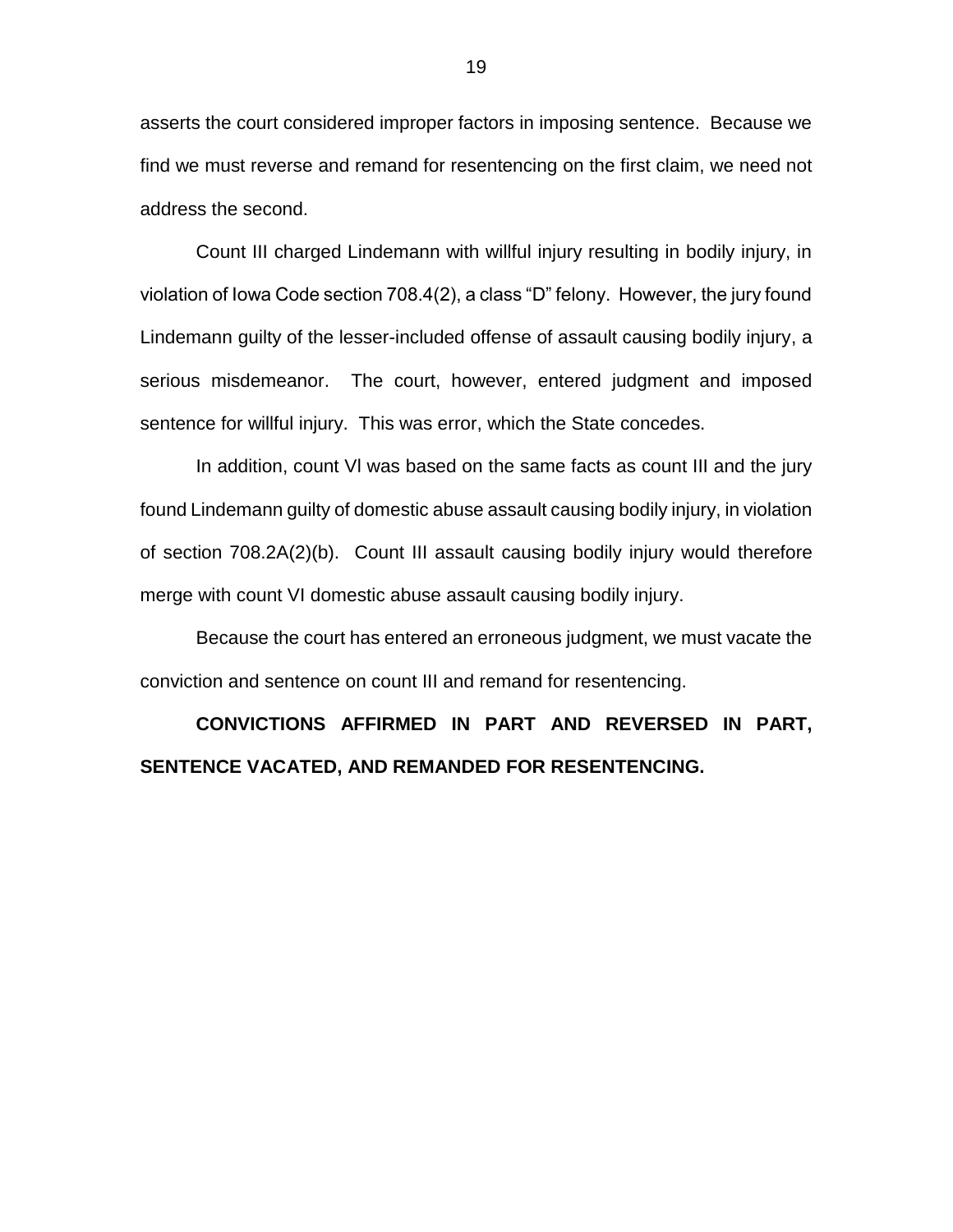asserts the court considered improper factors in imposing sentence. Because we find we must reverse and remand for resentencing on the first claim, we need not address the second.

Count III charged Lindemann with willful injury resulting in bodily injury, in violation of Iowa Code section 708.4(2), a class "D" felony. However, the jury found Lindemann guilty of the lesser-included offense of assault causing bodily injury, a serious misdemeanor. The court, however, entered judgment and imposed sentence for willful injury. This was error, which the State concedes.

In addition, count Vl was based on the same facts as count III and the jury found Lindemann guilty of domestic abuse assault causing bodily injury, in violation of section 708.2A(2)(b). Count III assault causing bodily injury would therefore merge with count VI domestic abuse assault causing bodily injury.

Because the court has entered an erroneous judgment, we must vacate the conviction and sentence on count III and remand for resentencing.

**CONVICTIONS AFFIRMED IN PART AND REVERSED IN PART, SENTENCE VACATED, AND REMANDED FOR RESENTENCING.**